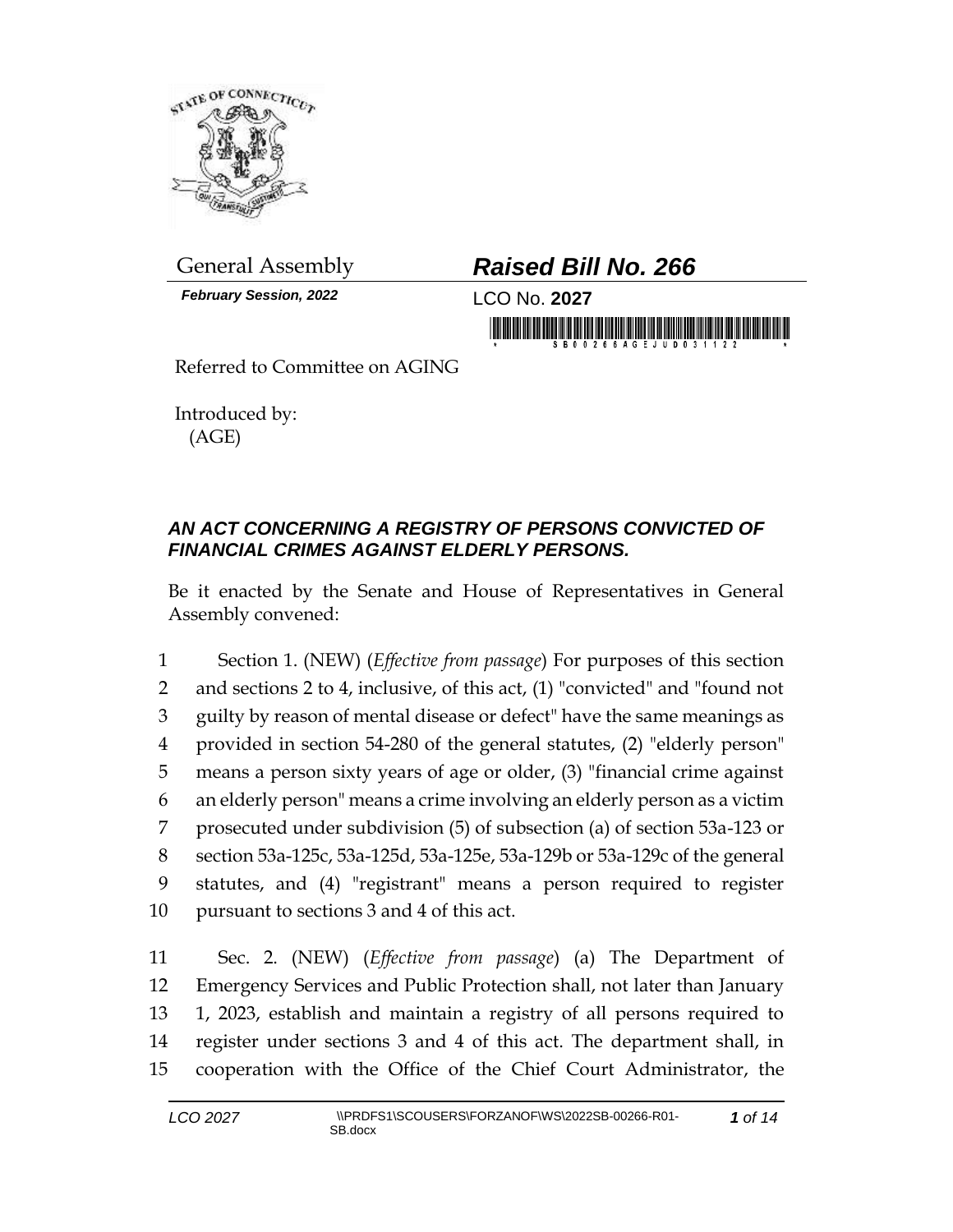General Assembly

***Raised Bill No. 266***

***February Session, 2022***

LCO No. **2027**

Referred to Committee on AGING

Introduced by:
(AGE)

## *AN ACT CONCERNING A REGISTRY OF PERSONS CONVICTED OF FINANCIAL CRIMES AGAINST ELDERLY PERSONS.*

Be it enacted by the Senate and House of Representatives in General Assembly convened:

1 Section 1. (NEW) (*Effective from passage*) For purposes of this section
2 and sections 2 to 4, inclusive, of this act, (1) "convicted" and "found not
3 guilty by reason of mental disease or defect" have the same meanings as
4 provided in section 54-280 of the general statutes, (2) "elderly person"
5 means a person sixty years of age or older, (3) "financial crime against
6 an elderly person" means a crime involving an elderly person as a victim
7 prosecuted under subdivision (5) of subsection (a) of section 53a-123 or
8 section 53a-125c, 53a-125d, 53a-125e, 53a-129b or 53a-129c of the general
9 statutes, and (4) "registrant" means a person required to register
10 pursuant to sections 3 and 4 of this act.

11 Sec. 2. (NEW) (*Effective from passage*) (a) The Department of
12 Emergency Services and Public Protection shall, not later than January
13 1, 2023, establish and maintain a registry of all persons required to
14 register under sections 3 and 4 of this act. The department shall, in
15 cooperation with the Office of the Chief Court Administrator, the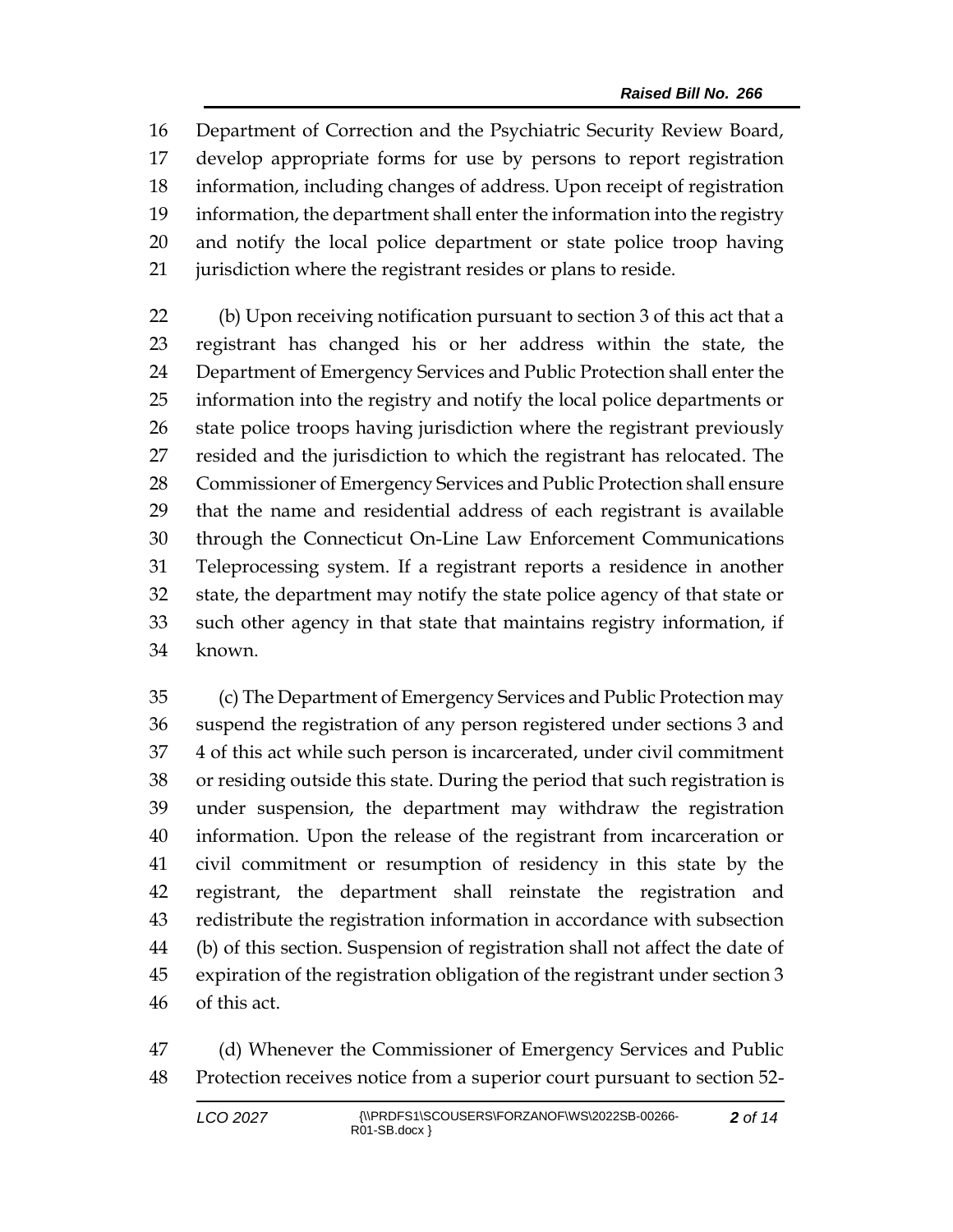Department of Correction and the Psychiatric Security Review Board, develop appropriate forms for use by persons to report registration information, including changes of address. Upon receipt of registration information, the department shall enter the information into the registry and notify the local police department or state police troop having jurisdiction where the registrant resides or plans to reside.

(b) Upon receiving notification pursuant to section 3 of this act that a registrant has changed his or her address within the state, the Department of Emergency Services and Public Protection shall enter the information into the registry and notify the local police departments or state police troops having jurisdiction where the registrant previously resided and the jurisdiction to which the registrant has relocated. The Commissioner of Emergency Services and Public Protection shall ensure that the name and residential address of each registrant is available through the Connecticut On-Line Law Enforcement Communications Teleprocessing system. If a registrant reports a residence in another state, the department may notify the state police agency of that state or such other agency in that state that maintains registry information, if known.

(c) The Department of Emergency Services and Public Protection may suspend the registration of any person registered under sections 3 and 4 of this act while such person is incarcerated, under civil commitment or residing outside this state. During the period that such registration is under suspension, the department may withdraw the registration information. Upon the release of the registrant from incarceration or civil commitment or resumption of residency in this state by the registrant, the department shall reinstate the registration and redistribute the registration information in accordance with subsection (b) of this section. Suspension of registration shall not affect the date of expiration of the registration obligation of the registrant under section 3 of this act.

(d) Whenever the Commissioner of Emergency Services and Public Protection receives notice from a superior court pursuant to section 52-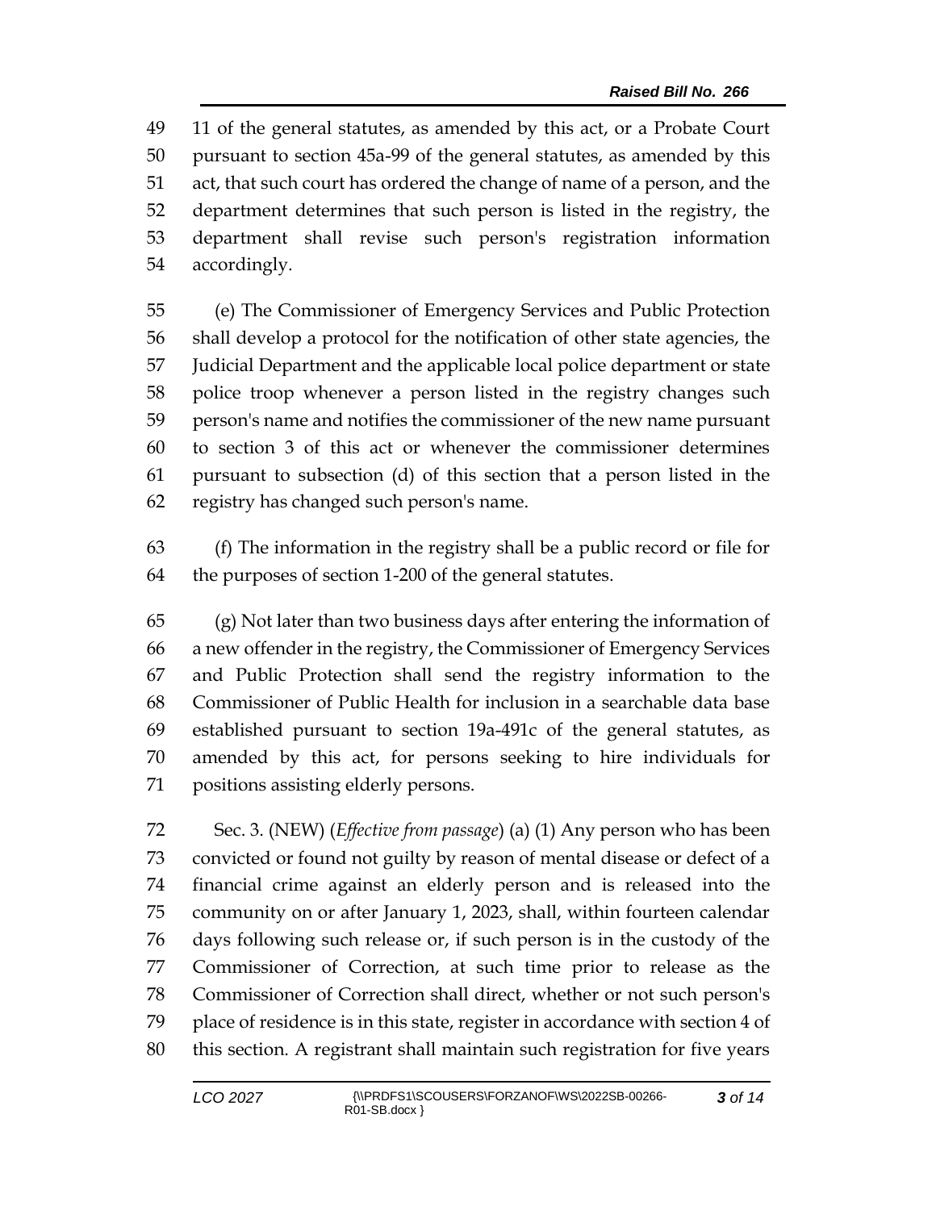11 of the general statutes, as amended by this act, or a Probate Court pursuant to section 45a-99 of the general statutes, as amended by this act, that such court has ordered the change of name of a person, and the department determines that such person is listed in the registry, the department shall revise such person's registration information accordingly.

(e) The Commissioner of Emergency Services and Public Protection shall develop a protocol for the notification of other state agencies, the Judicial Department and the applicable local police department or state police troop whenever a person listed in the registry changes such person's name and notifies the commissioner of the new name pursuant to section 3 of this act or whenever the commissioner determines pursuant to subsection (d) of this section that a person listed in the registry has changed such person's name.

(f) The information in the registry shall be a public record or file for the purposes of section 1-200 of the general statutes.

(g) Not later than two business days after entering the information of a new offender in the registry, the Commissioner of Emergency Services and Public Protection shall send the registry information to the Commissioner of Public Health for inclusion in a searchable data base established pursuant to section 19a-491c of the general statutes, as amended by this act, for persons seeking to hire individuals for positions assisting elderly persons.

Sec. 3. (NEW) (*Effective from passage*) (a) (1) Any person who has been convicted or found not guilty by reason of mental disease or defect of a financial crime against an elderly person and is released into the community on or after January 1, 2023, shall, within fourteen calendar days following such release or, if such person is in the custody of the Commissioner of Correction, at such time prior to release as the Commissioner of Correction shall direct, whether or not such person's place of residence is in this state, register in accordance with section 4 of this section. A registrant shall maintain such registration for five years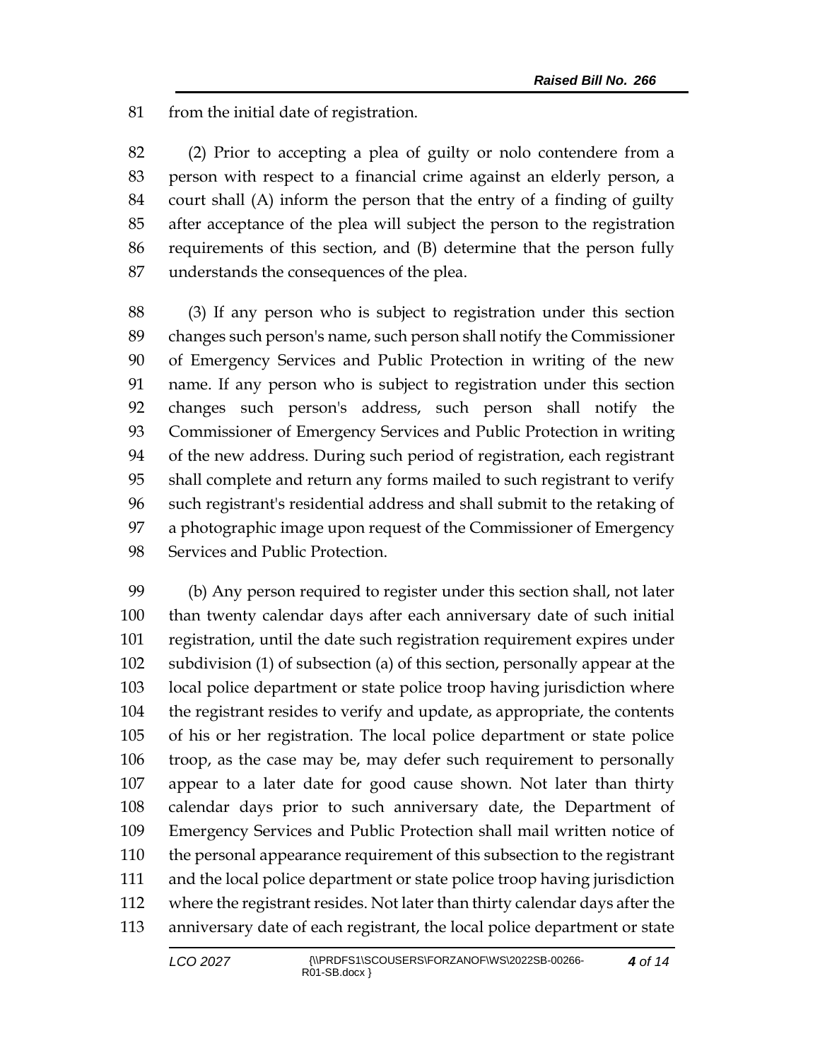from the initial date of registration.

(2) Prior to accepting a plea of guilty or nolo contendere from a person with respect to a financial crime against an elderly person, a court shall (A) inform the person that the entry of a finding of guilty after acceptance of the plea will subject the person to the registration requirements of this section, and (B) determine that the person fully understands the consequences of the plea.

(3) If any person who is subject to registration under this section changes such person's name, such person shall notify the Commissioner of Emergency Services and Public Protection in writing of the new name. If any person who is subject to registration under this section changes such person's address, such person shall notify the Commissioner of Emergency Services and Public Protection in writing of the new address. During such period of registration, each registrant shall complete and return any forms mailed to such registrant to verify such registrant's residential address and shall submit to the retaking of a photographic image upon request of the Commissioner of Emergency Services and Public Protection.

(b) Any person required to register under this section shall, not later than twenty calendar days after each anniversary date of such initial registration, until the date such registration requirement expires under subdivision (1) of subsection (a) of this section, personally appear at the local police department or state police troop having jurisdiction where the registrant resides to verify and update, as appropriate, the contents of his or her registration. The local police department or state police troop, as the case may be, may defer such requirement to personally appear to a later date for good cause shown. Not later than thirty calendar days prior to such anniversary date, the Department of Emergency Services and Public Protection shall mail written notice of the personal appearance requirement of this subsection to the registrant and the local police department or state police troop having jurisdiction where the registrant resides. Not later than thirty calendar days after the anniversary date of each registrant, the local police department or state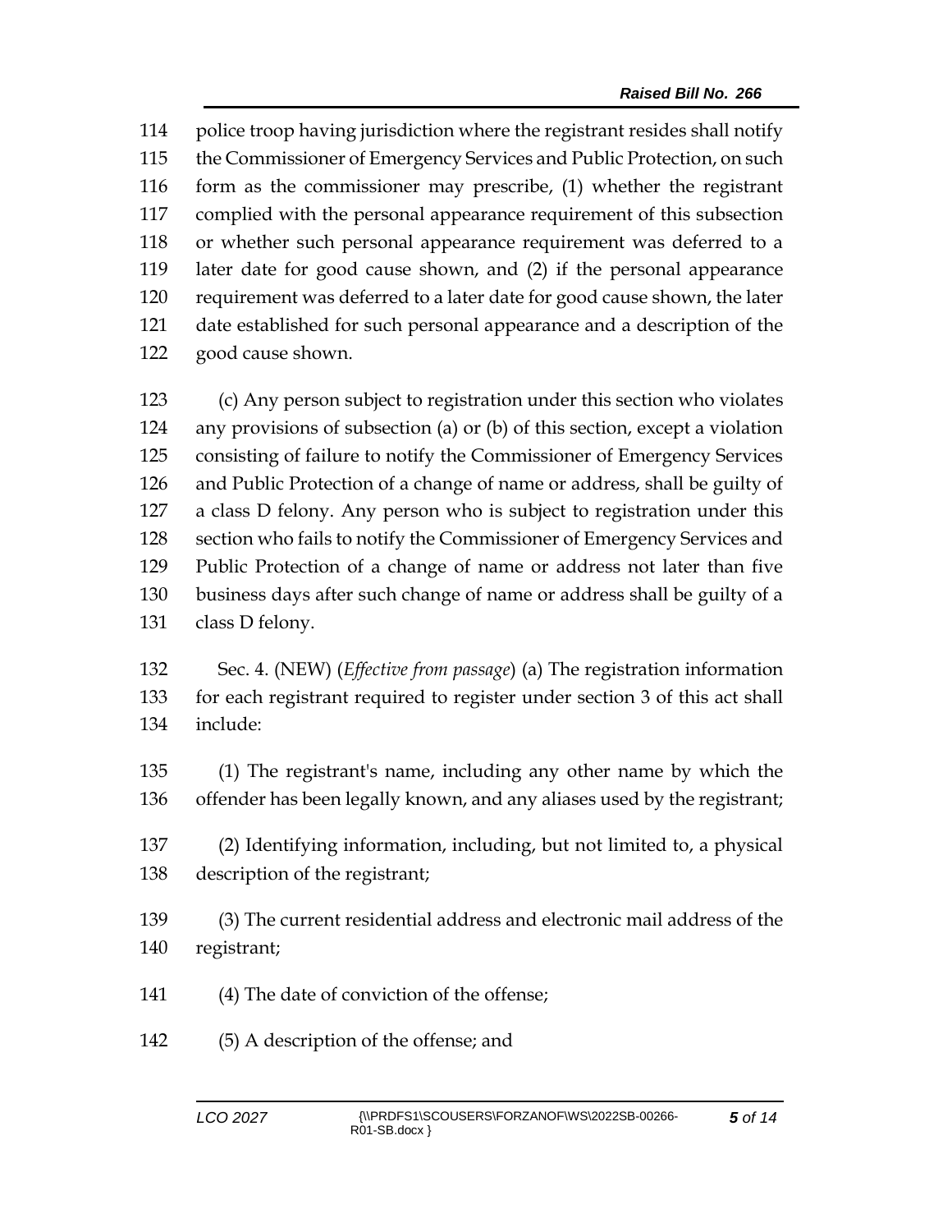police troop having jurisdiction where the registrant resides shall notify the Commissioner of Emergency Services and Public Protection, on such form as the commissioner may prescribe, (1) whether the registrant complied with the personal appearance requirement of this subsection or whether such personal appearance requirement was deferred to a later date for good cause shown, and (2) if the personal appearance requirement was deferred to a later date for good cause shown, the later date established for such personal appearance and a description of the good cause shown.

(c) Any person subject to registration under this section who violates any provisions of subsection (a) or (b) of this section, except a violation consisting of failure to notify the Commissioner of Emergency Services and Public Protection of a change of name or address, shall be guilty of a class D felony. Any person who is subject to registration under this section who fails to notify the Commissioner of Emergency Services and Public Protection of a change of name or address not later than five business days after such change of name or address shall be guilty of a class D felony.

Sec. 4. (NEW) (*Effective from passage*) (a) The registration information for each registrant required to register under section 3 of this act shall include:

(1) The registrant's name, including any other name by which the offender has been legally known, and any aliases used by the registrant;

(2) Identifying information, including, but not limited to, a physical description of the registrant;

(3) The current residential address and electronic mail address of the registrant;

(4) The date of conviction of the offense;

(5) A description of the offense; and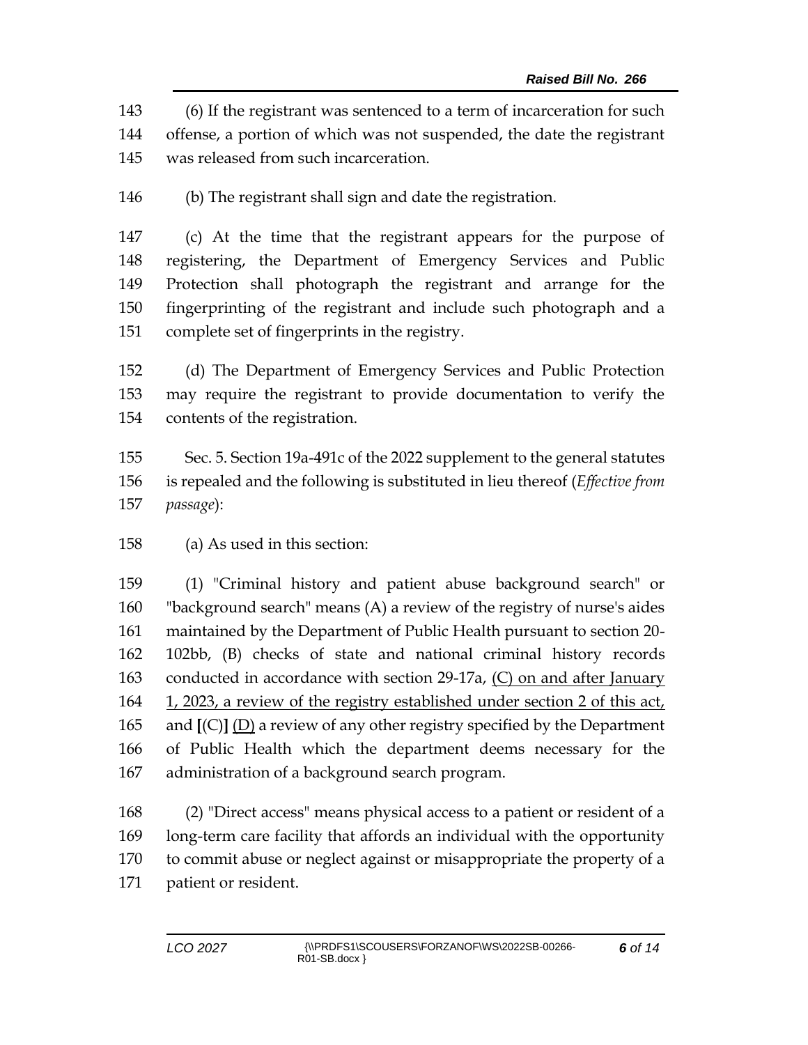(6) If the registrant was sentenced to a term of incarceration for such offense, a portion of which was not suspended, the date the registrant was released from such incarceration.

(b) The registrant shall sign and date the registration.

(c) At the time that the registrant appears for the purpose of registering, the Department of Emergency Services and Public Protection shall photograph the registrant and arrange for the fingerprinting of the registrant and include such photograph and a complete set of fingerprints in the registry.

(d) The Department of Emergency Services and Public Protection may require the registrant to provide documentation to verify the contents of the registration.

Sec. 5. Section 19a-491c of the 2022 supplement to the general statutes is repealed and the following is substituted in lieu thereof (*Effective from passage*):

(a) As used in this section:

(1) "Criminal history and patient abuse background search" or "background search" means (A) a review of the registry of nurse's aides maintained by the Department of Public Health pursuant to section 20-102bb, (B) checks of state and national criminal history records conducted in accordance with section 29-17a, <u>(C) on and after January 1, 2023, a review of the registry established under section 2 of this act,</u> and **[**(C)**]** <u>(D)</u> a review of any other registry specified by the Department of Public Health which the department deems necessary for the administration of a background search program.

(2) "Direct access" means physical access to a patient or resident of a long-term care facility that affords an individual with the opportunity to commit abuse or neglect against or misappropriate the property of a patient or resident.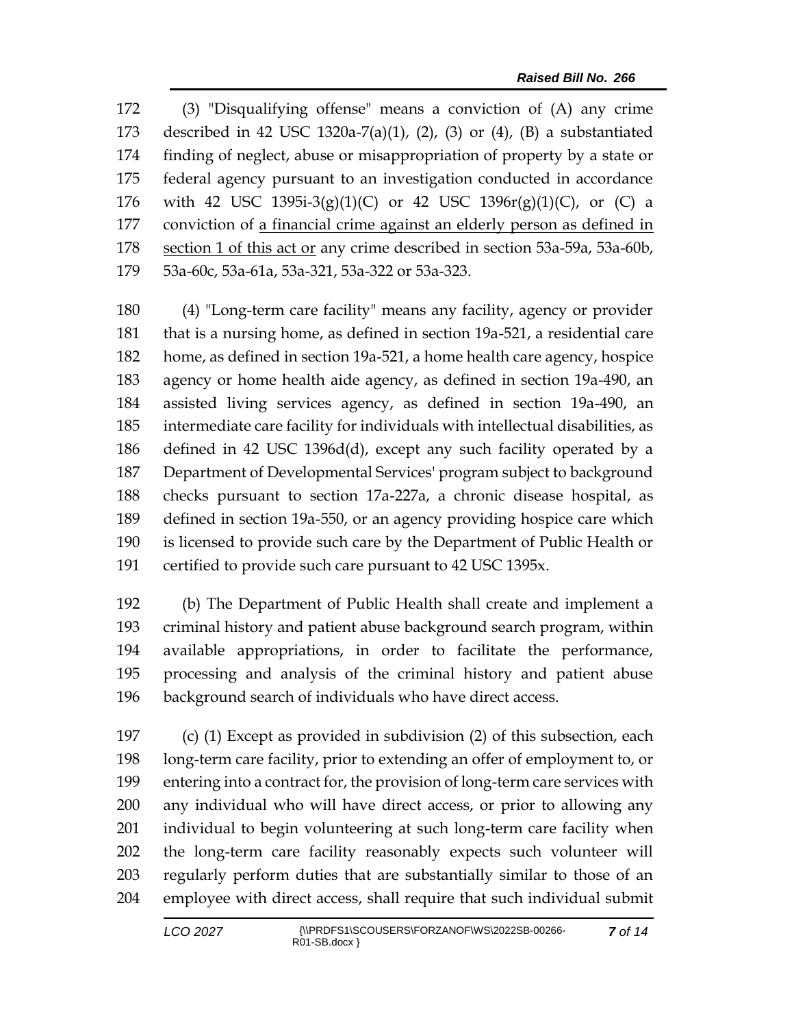(3) "Disqualifying offense" means a conviction of (A) any crime described in 42 USC 1320a-7(a)(1), (2), (3) or (4), (B) a substantiated finding of neglect, abuse or misappropriation of property by a state or federal agency pursuant to an investigation conducted in accordance with 42 USC 1395i-3(g)(1)(C) or 42 USC 1396r(g)(1)(C), or (C) a conviction of <u>a financial crime against an elderly person as defined in section 1 of this act or</u> any crime described in section 53a-59a, 53a-60b, 53a-60c, 53a-61a, 53a-321, 53a-322 or 53a-323.

(4) "Long-term care facility" means any facility, agency or provider that is a nursing home, as defined in section 19a-521, a residential care home, as defined in section 19a-521, a home health care agency, hospice agency or home health aide agency, as defined in section 19a-490, an assisted living services agency, as defined in section 19a-490, an intermediate care facility for individuals with intellectual disabilities, as defined in 42 USC 1396d(d), except any such facility operated by a Department of Developmental Services' program subject to background checks pursuant to section 17a-227a, a chronic disease hospital, as defined in section 19a-550, or an agency providing hospice care which is licensed to provide such care by the Department of Public Health or certified to provide such care pursuant to 42 USC 1395x.

(b) The Department of Public Health shall create and implement a criminal history and patient abuse background search program, within available appropriations, in order to facilitate the performance, processing and analysis of the criminal history and patient abuse background search of individuals who have direct access.

(c) (1) Except as provided in subdivision (2) of this subsection, each long-term care facility, prior to extending an offer of employment to, or entering into a contract for, the provision of long-term care services with any individual who will have direct access, or prior to allowing any individual to begin volunteering at such long-term care facility when the long-term care facility reasonably expects such volunteer will regularly perform duties that are substantially similar to those of an employee with direct access, shall require that such individual submit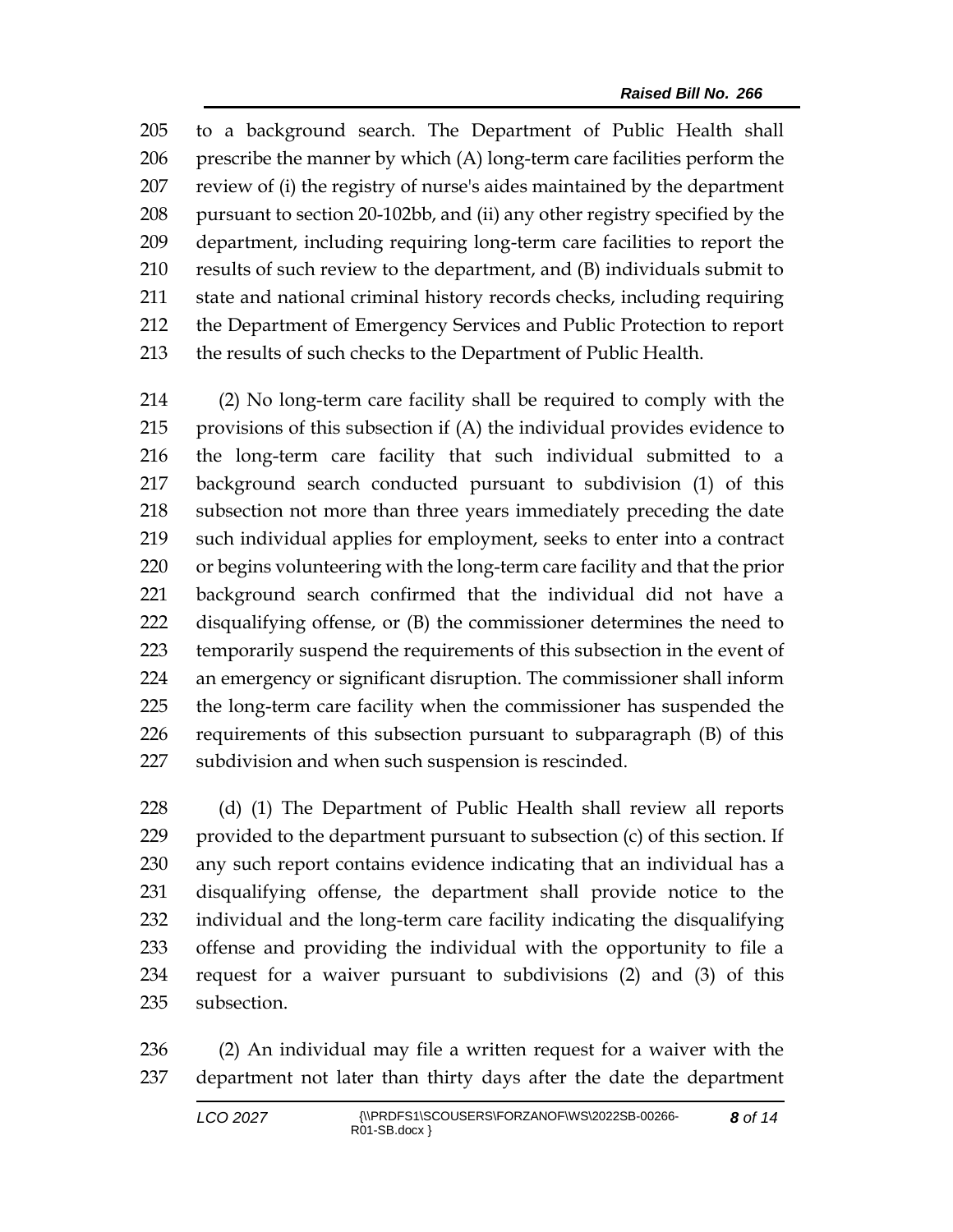to a background search. The Department of Public Health shall prescribe the manner by which (A) long-term care facilities perform the review of (i) the registry of nurse's aides maintained by the department pursuant to section 20-102bb, and (ii) any other registry specified by the department, including requiring long-term care facilities to report the results of such review to the department, and (B) individuals submit to state and national criminal history records checks, including requiring the Department of Emergency Services and Public Protection to report the results of such checks to the Department of Public Health.

(2) No long-term care facility shall be required to comply with the provisions of this subsection if (A) the individual provides evidence to the long-term care facility that such individual submitted to a background search conducted pursuant to subdivision (1) of this subsection not more than three years immediately preceding the date such individual applies for employment, seeks to enter into a contract or begins volunteering with the long-term care facility and that the prior background search confirmed that the individual did not have a disqualifying offense, or (B) the commissioner determines the need to temporarily suspend the requirements of this subsection in the event of an emergency or significant disruption. The commissioner shall inform the long-term care facility when the commissioner has suspended the requirements of this subsection pursuant to subparagraph (B) of this subdivision and when such suspension is rescinded.

(d) (1) The Department of Public Health shall review all reports provided to the department pursuant to subsection (c) of this section. If any such report contains evidence indicating that an individual has a disqualifying offense, the department shall provide notice to the individual and the long-term care facility indicating the disqualifying offense and providing the individual with the opportunity to file a request for a waiver pursuant to subdivisions (2) and (3) of this subsection.

(2) An individual may file a written request for a waiver with the department not later than thirty days after the date the department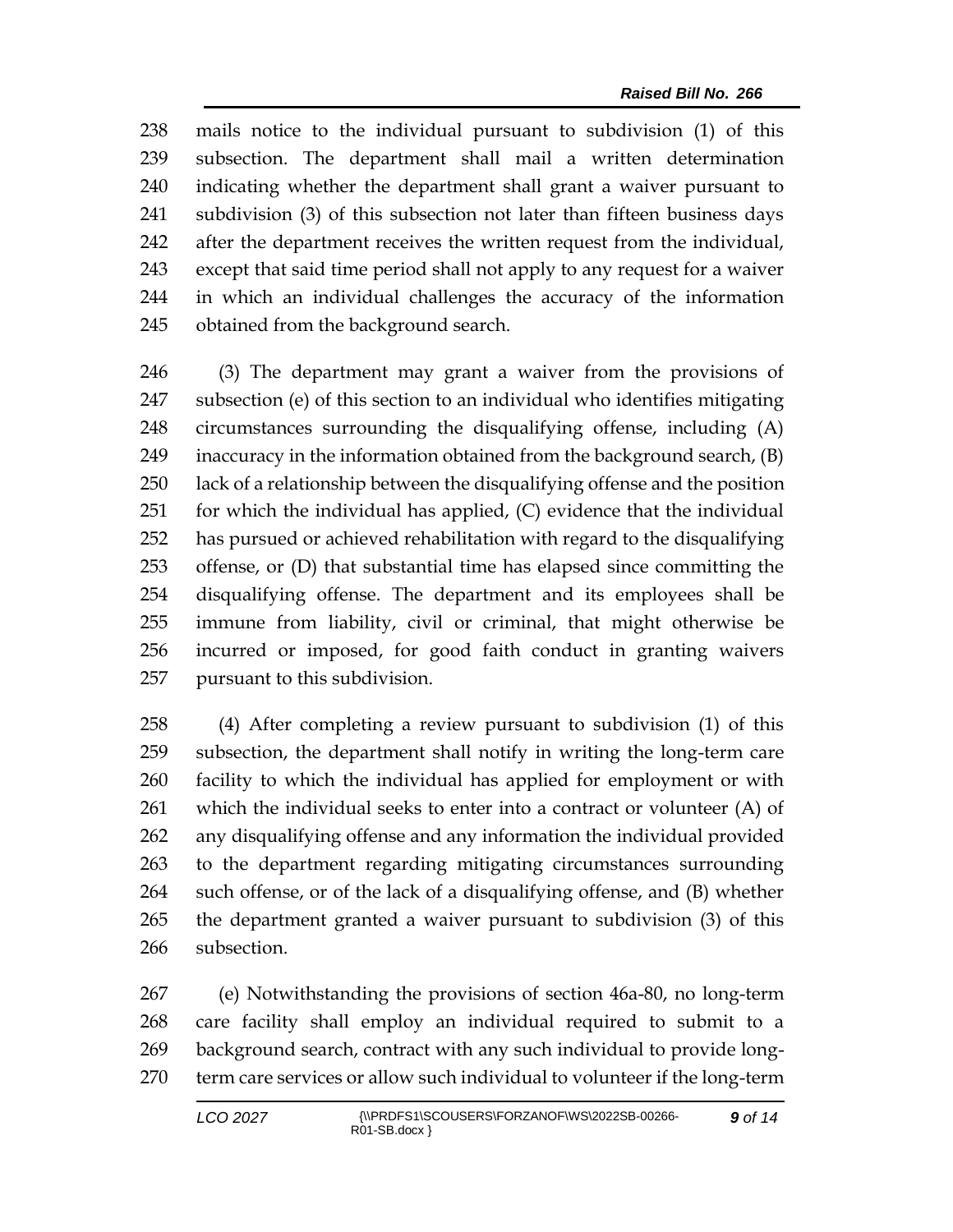mails notice to the individual pursuant to subdivision (1) of this subsection. The department shall mail a written determination indicating whether the department shall grant a waiver pursuant to subdivision (3) of this subsection not later than fifteen business days after the department receives the written request from the individual, except that said time period shall not apply to any request for a waiver in which an individual challenges the accuracy of the information obtained from the background search.

(3) The department may grant a waiver from the provisions of subsection (e) of this section to an individual who identifies mitigating circumstances surrounding the disqualifying offense, including (A) inaccuracy in the information obtained from the background search, (B) lack of a relationship between the disqualifying offense and the position for which the individual has applied, (C) evidence that the individual has pursued or achieved rehabilitation with regard to the disqualifying offense, or (D) that substantial time has elapsed since committing the disqualifying offense. The department and its employees shall be immune from liability, civil or criminal, that might otherwise be incurred or imposed, for good faith conduct in granting waivers pursuant to this subdivision.

(4) After completing a review pursuant to subdivision (1) of this subsection, the department shall notify in writing the long-term care facility to which the individual has applied for employment or with which the individual seeks to enter into a contract or volunteer (A) of any disqualifying offense and any information the individual provided to the department regarding mitigating circumstances surrounding such offense, or of the lack of a disqualifying offense, and (B) whether the department granted a waiver pursuant to subdivision (3) of this subsection.

(e) Notwithstanding the provisions of section 46a-80, no long-term care facility shall employ an individual required to submit to a background search, contract with any such individual to provide long-term care services or allow such individual to volunteer if the long-term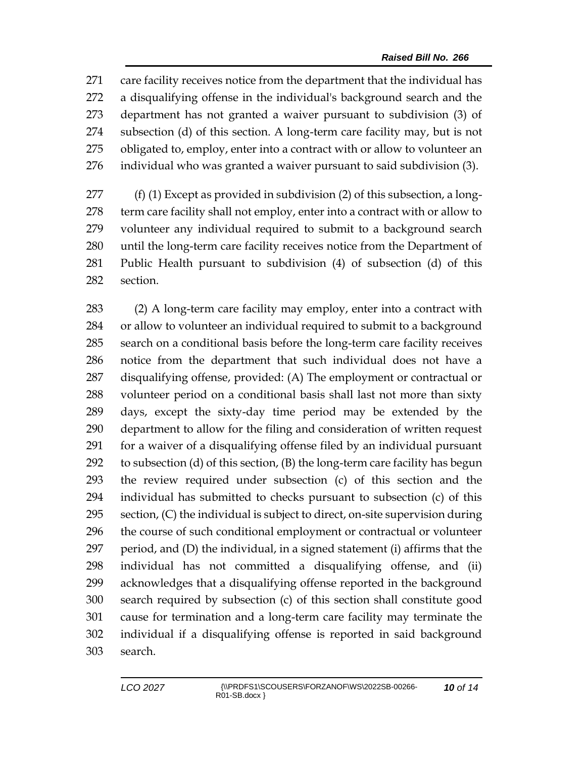care facility receives notice from the department that the individual has a disqualifying offense in the individual's background search and the department has not granted a waiver pursuant to subdivision (3) of subsection (d) of this section. A long-term care facility may, but is not obligated to, employ, enter into a contract with or allow to volunteer an individual who was granted a waiver pursuant to said subdivision (3).

(f) (1) Except as provided in subdivision (2) of this subsection, a long-term care facility shall not employ, enter into a contract with or allow to volunteer any individual required to submit to a background search until the long-term care facility receives notice from the Department of Public Health pursuant to subdivision (4) of subsection (d) of this section.

(2) A long-term care facility may employ, enter into a contract with or allow to volunteer an individual required to submit to a background search on a conditional basis before the long-term care facility receives notice from the department that such individual does not have a disqualifying offense, provided: (A) The employment or contractual or volunteer period on a conditional basis shall last not more than sixty days, except the sixty-day time period may be extended by the department to allow for the filing and consideration of written request for a waiver of a disqualifying offense filed by an individual pursuant to subsection (d) of this section, (B) the long-term care facility has begun the review required under subsection (c) of this section and the individual has submitted to checks pursuant to subsection (c) of this section, (C) the individual is subject to direct, on-site supervision during the course of such conditional employment or contractual or volunteer period, and (D) the individual, in a signed statement (i) affirms that the individual has not committed a disqualifying offense, and (ii) acknowledges that a disqualifying offense reported in the background search required by subsection (c) of this section shall constitute good cause for termination and a long-term care facility may terminate the individual if a disqualifying offense is reported in said background search.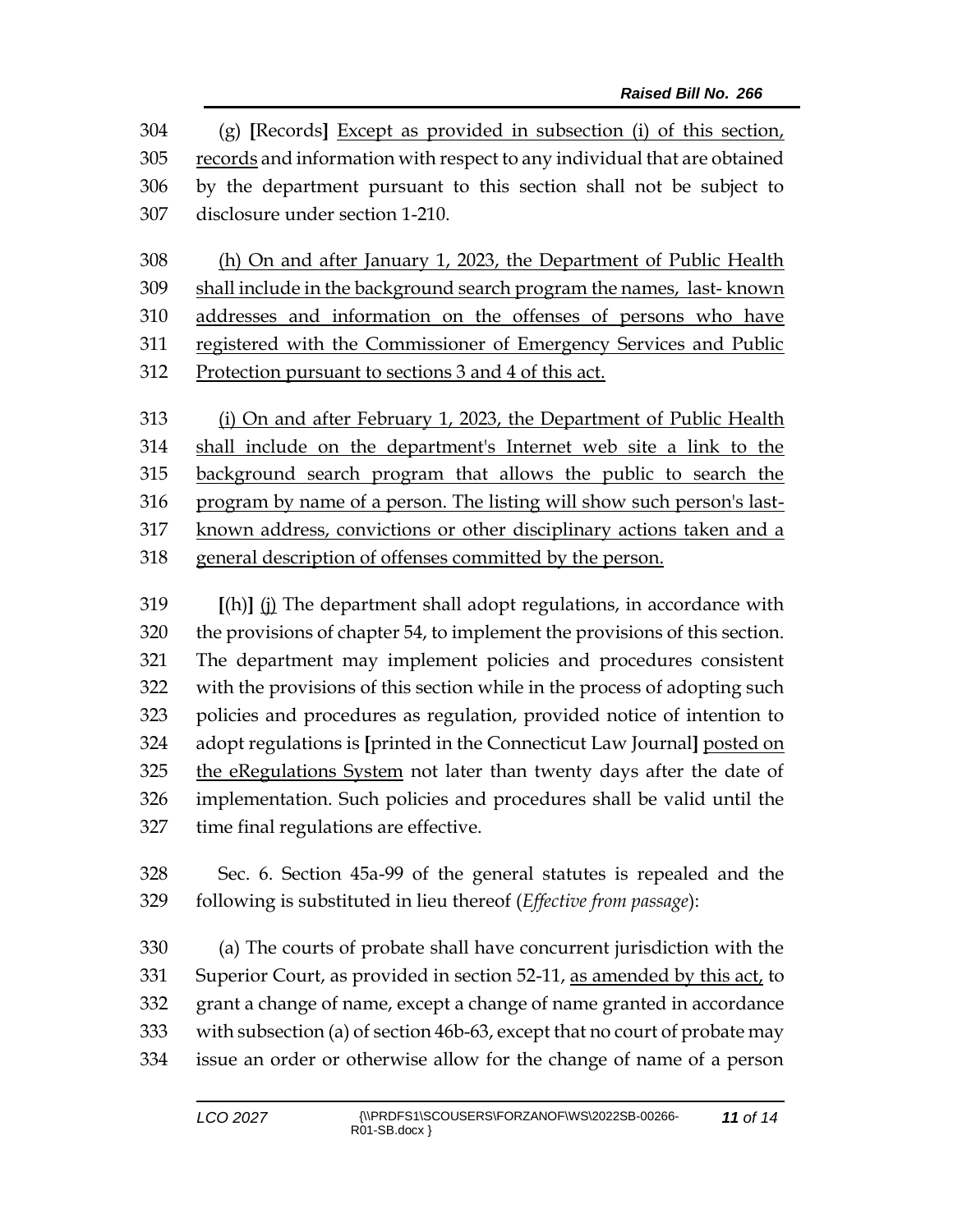(g) **[**Records**]** Except as provided in subsection (i) of this section, records and information with respect to any individual that are obtained by the department pursuant to this section shall not be subject to disclosure under section 1-210.

(h) On and after January 1, 2023, the Department of Public Health shall include in the background search program the names, last- known addresses and information on the offenses of persons who have registered with the Commissioner of Emergency Services and Public Protection pursuant to sections 3 and 4 of this act.

(i) On and after February 1, 2023, the Department of Public Health shall include on the department's Internet web site a link to the background search program that allows the public to search the program by name of a person. The listing will show such person's last-known address, convictions or other disciplinary actions taken and a general description of offenses committed by the person.

**[**(h)**]** (j) The department shall adopt regulations, in accordance with the provisions of chapter 54, to implement the provisions of this section. The department may implement policies and procedures consistent with the provisions of this section while in the process of adopting such policies and procedures as regulation, provided notice of intention to adopt regulations is **[**printed in the Connecticut Law Journal**]** posted on the eRegulations System not later than twenty days after the date of implementation. Such policies and procedures shall be valid until the time final regulations are effective.

Sec. 6. Section 45a-99 of the general statutes is repealed and the following is substituted in lieu thereof (*Effective from passage*):

(a) The courts of probate shall have concurrent jurisdiction with the Superior Court, as provided in section 52-11, as amended by this act, to grant a change of name, except a change of name granted in accordance with subsection (a) of section 46b-63, except that no court of probate may issue an order or otherwise allow for the change of name of a person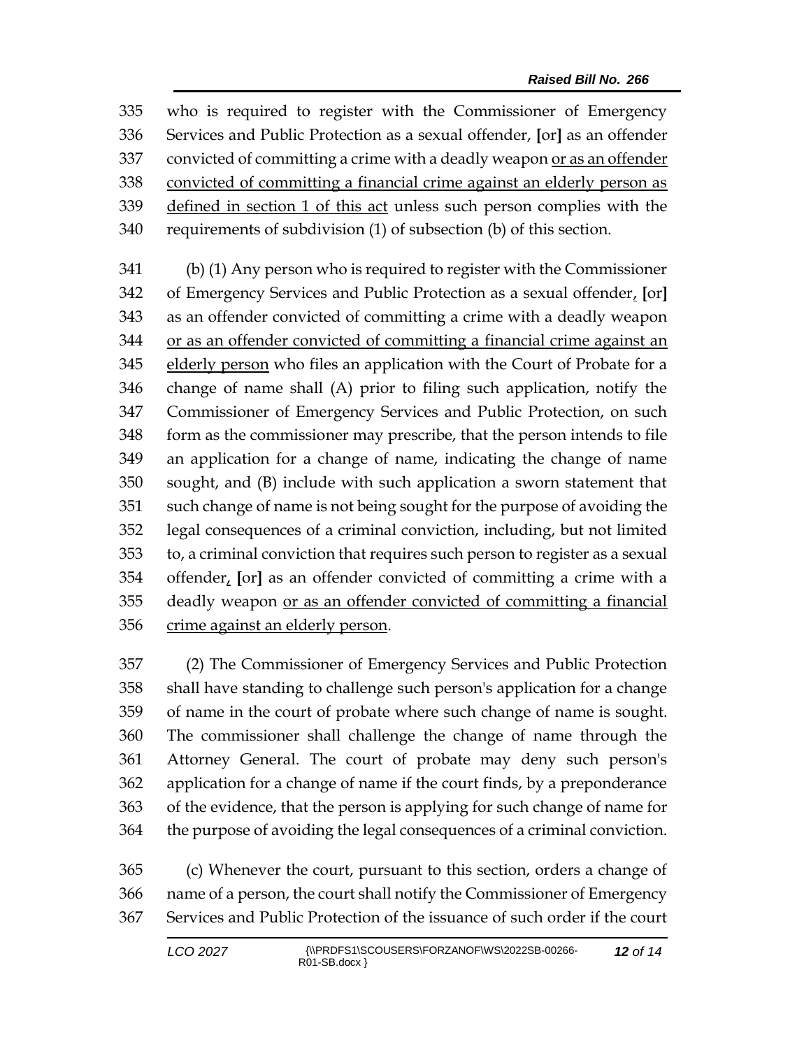335 who is required to register with the Commissioner of Emergency
336 Services and Public Protection as a sexual offender, [or] as an offender
337 convicted of committing a crime with a deadly weapon <u>or as an offender</u>
338 <u>convicted of committing a financial crime against an elderly person as</u>
339 <u>defined in section 1 of this act</u> unless such person complies with the
340 requirements of subdivision (1) of subsection (b) of this section.

341 (b) (1) Any person who is required to register with the Commissioner
342 of Emergency Services and Public Protection as a sexual offender<u>,</u> [or]
343 as an offender convicted of committing a crime with a deadly weapon
344 <u>or as an offender convicted of committing a financial crime against an</u>
345 <u>elderly person</u> who files an application with the Court of Probate for a
346 change of name shall (A) prior to filing such application, notify the
347 Commissioner of Emergency Services and Public Protection, on such
348 form as the commissioner may prescribe, that the person intends to file
349 an application for a change of name, indicating the change of name
350 sought, and (B) include with such application a sworn statement that
351 such change of name is not being sought for the purpose of avoiding the
352 legal consequences of a criminal conviction, including, but not limited
353 to, a criminal conviction that requires such person to register as a sexual
354 offender<u>,</u> [or] as an offender convicted of committing a crime with a
355 deadly weapon <u>or as an offender convicted of committing a financial</u>
356 <u>crime against an elderly person</u>.

357 (2) The Commissioner of Emergency Services and Public Protection
358 shall have standing to challenge such person's application for a change
359 of name in the court of probate where such change of name is sought.
360 The commissioner shall challenge the change of name through the
361 Attorney General. The court of probate may deny such person's
362 application for a change of name if the court finds, by a preponderance
363 of the evidence, that the person is applying for such change of name for
364 the purpose of avoiding the legal consequences of a criminal conviction.

365 (c) Whenever the court, pursuant to this section, orders a change of
366 name of a person, the court shall notify the Commissioner of Emergency
367 Services and Public Protection of the issuance of such order if the court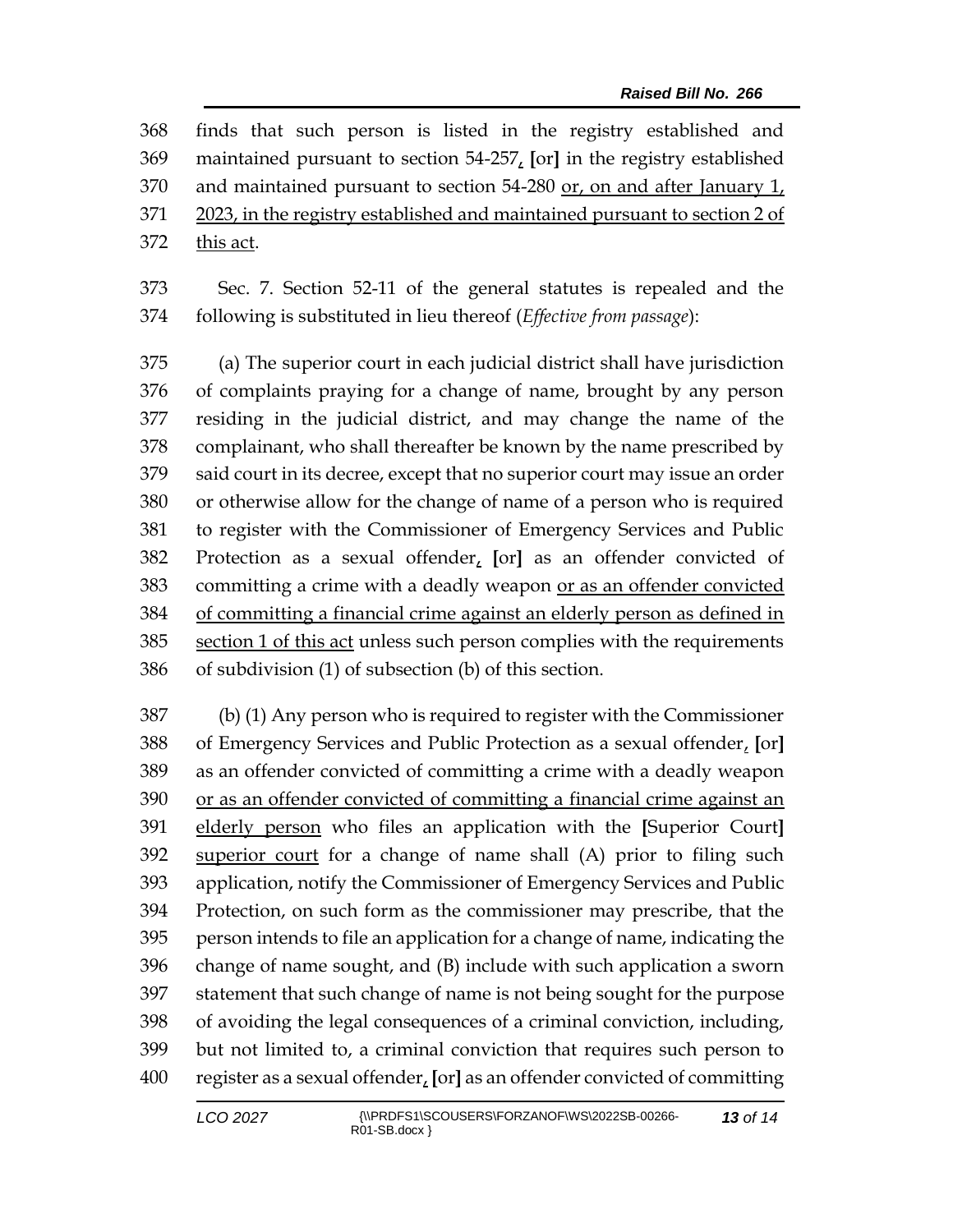finds that such person is listed in the registry established and maintained pursuant to section 54-257, [or] in the registry established and maintained pursuant to section 54-280 <u>or, on and after January 1, 2023, in the registry established and maintained pursuant to section 2 of this act</u>.

Sec. 7. Section 52-11 of the general statutes is repealed and the following is substituted in lieu thereof (*Effective from passage*):

(a) The superior court in each judicial district shall have jurisdiction of complaints praying for a change of name, brought by any person residing in the judicial district, and may change the name of the complainant, who shall thereafter be known by the name prescribed by said court in its decree, except that no superior court may issue an order or otherwise allow for the change of name of a person who is required to register with the Commissioner of Emergency Services and Public Protection as a sexual offender, [or] as an offender convicted of committing a crime with a deadly weapon <u>or as an offender convicted of committing a financial crime against an elderly person as defined in section 1 of this act</u> unless such person complies with the requirements of subdivision (1) of subsection (b) of this section.

(b) (1) Any person who is required to register with the Commissioner of Emergency Services and Public Protection as a sexual offender, [or] as an offender convicted of committing a crime with a deadly weapon <u>or as an offender convicted of committing a financial crime against an elderly person</u> who files an application with the [Superior Court] <u>superior court</u> for a change of name shall (A) prior to filing such application, notify the Commissioner of Emergency Services and Public Protection, on such form as the commissioner may prescribe, that the person intends to file an application for a change of name, indicating the change of name sought, and (B) include with such application a sworn statement that such change of name is not being sought for the purpose of avoiding the legal consequences of a criminal conviction, including, but not limited to, a criminal conviction that requires such person to register as a sexual offender, [or] as an offender convicted of committing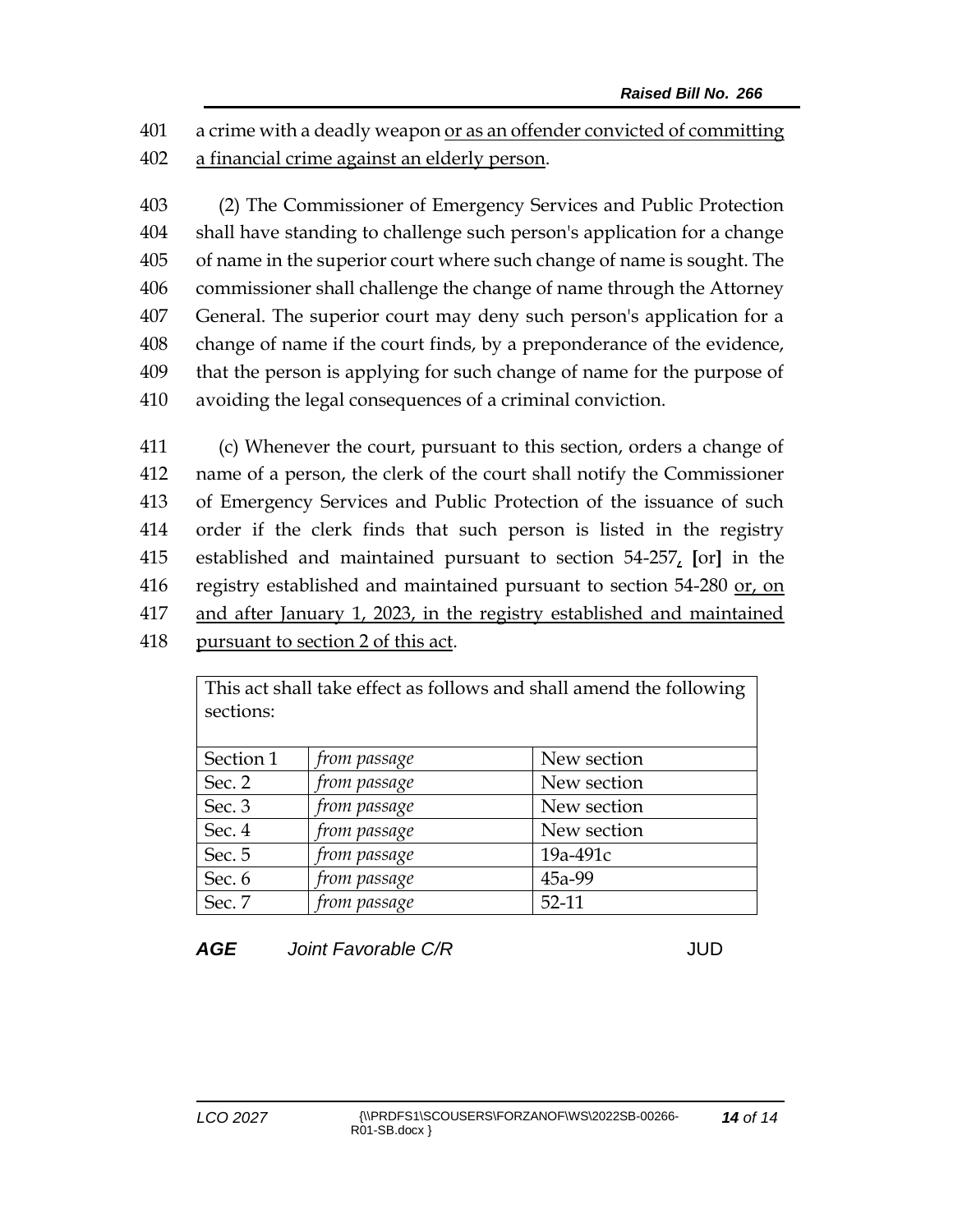401 a crime with a deadly weapon <u>or as an offender convicted of committing</u>
402 <u>a financial crime against an elderly person</u>.

403 (2) The Commissioner of Emergency Services and Public Protection
404 shall have standing to challenge such person's application for a change
405 of name in the superior court where such change of name is sought. The
406 commissioner shall challenge the change of name through the Attorney
407 General. The superior court may deny such person's application for a
408 change of name if the court finds, by a preponderance of the evidence,
409 that the person is applying for such change of name for the purpose of
410 avoiding the legal consequences of a criminal conviction.

411 (c) Whenever the court, pursuant to this section, orders a change of
412 name of a person, the clerk of the court shall notify the Commissioner
413 of Emergency Services and Public Protection of the issuance of such
414 order if the clerk finds that such person is listed in the registry
415 established and maintained pursuant to section 54-257<u>,</u> **[**or**]** in the
416 registry established and maintained pursuant to section 54-280 <u>or, on</u>
417 <u>and after January 1, 2023, in the registry established and maintained</u>
418 <u>pursuant to section 2 of this act</u>.

| This act shall take effect as follows and shall amend the following sections: | | |
|---|---|---|
| Section 1 | *from passage* | New section |
| Sec. 2 | *from passage* | New section |
| Sec. 3 | *from passage* | New section |
| Sec. 4 | *from passage* | New section |
| Sec. 5 | *from passage* | 19a-491c |
| Sec. 6 | *from passage* | 45a-99 |
| Sec. 7 | *from passage* | 52-11 |

***AGE*** *Joint Favorable C/R* JUD